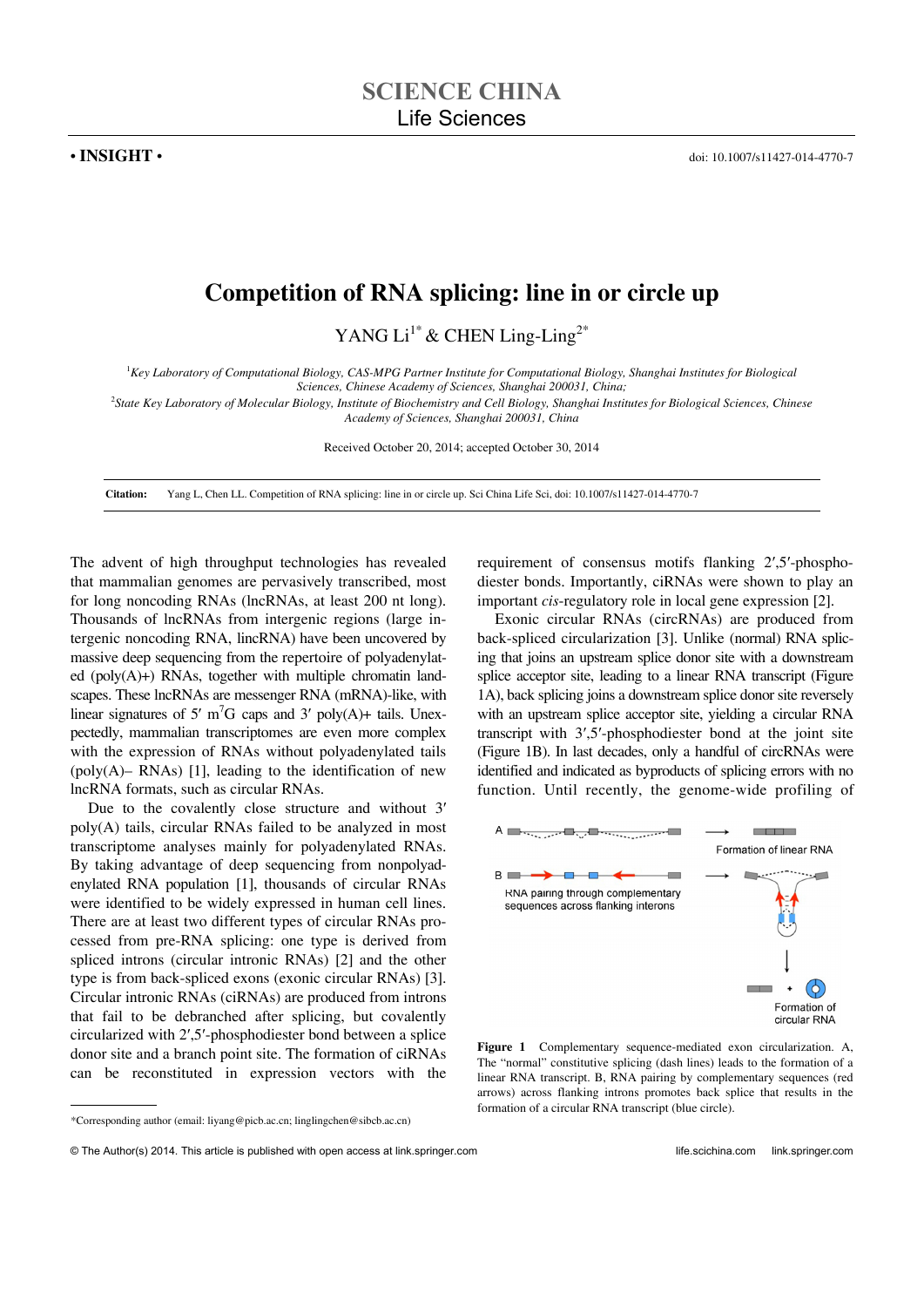**• INSIGHT •**

doi: 10.1007/s11427-014-4770-7

# Competition of RNA splicing: line in or circle up

YANG Li[1*] & CHEN Ling-Ling[2*]

[1]Key Laboratory of Computational Biology, CAS-MPG Partner Institute for Computational Biology, Shanghai Institutes for Biological Sciences, Chinese Academy of Sciences, Shanghai 200031, China;
[2]State Key Laboratory of Molecular Biology, Institute of Biochemistry and Cell Biology, Shanghai Institutes for Biological Sciences, Chinese Academy of Sciences, Shanghai 200031, China

Received October 20, 2014; accepted October 30, 2014

**Citation:** Yang L, Chen LL. Competition of RNA splicing: line in or circle up. Sci China Life Sci, doi: 10.1007/s11427-014-4770-7

The advent of high throughput technologies has revealed that mammalian genomes are pervasively transcribed, most for long noncoding RNAs (lncRNAs, at least 200 nt long). Thousands of lncRNAs from intergenic regions (large intergenic noncoding RNA, lincRNA) have been uncovered by massive deep sequencing from the repertoire of polyadenylated (poly(A)+) RNAs, together with multiple chromatin landscapes. These lncRNAs are messenger RNA (mRNA)-like, with linear signatures of 5′ $m^7G$ caps and 3′ poly(A)+ tails. Unexpectedly, mammalian transcriptomes are even more complex with the expression of RNAs without polyadenylated tails (poly(A)– RNAs) [1], leading to the identification of new lncRNA formats, such as circular RNAs.

Due to the covalently close structure and without 3′ poly(A) tails, circular RNAs failed to be analyzed in most transcriptome analyses mainly for polyadenylated RNAs. By taking advantage of deep sequencing from nonpolyadenylated RNA population [1], thousands of circular RNAs were identified to be widely expressed in human cell lines. There are at least two different types of circular RNAs processed from pre-RNA splicing: one type is derived from spliced introns (circular intronic RNAs) [2] and the other type is from back-spliced exons (exonic circular RNAs) [3]. Circular intronic RNAs (ciRNAs) are produced from introns that fail to be debranched after splicing, but covalently circularized with 2′,5′-phosphodiester bond between a splice donor site and a branch point site. The formation of ciRNAs can be reconstituted in expression vectors with the requirement of consensus motifs flanking 2′,5′-phosphodiester bonds. Importantly, ciRNAs were shown to play an important *cis*-regulatory role in local gene expression [2].

Exonic circular RNAs (circRNAs) are produced from back-spliced circularization [3]. Unlike (normal) RNA splicing that joins an upstream splice donor site with a downstream splice acceptor site, leading to a linear RNA transcript (Figure 1A), back splicing joins a downstream splice donor site reversely with an upstream splice acceptor site, yielding a circular RNA transcript with 3′,5′-phosphodiester bond at the joint site (Figure 1B). In last decades, only a handful of circRNAs were identified and indicated as byproducts of splicing errors with no function. Until recently, the genome-wide profiling of

**Figure 1** Complementary sequence-mediated exon circularization. A, The "normal" constitutive splicing (dash lines) leads to the formation of a linear RNA transcript. B, RNA pairing by complementary sequences (red arrows) across flanking introns promotes back splice that results in the formation of a circular RNA transcript (blue circle).

*Corresponding author (email: liyang@picb.ac.cn; linglingchen@sibcb.ac.cn)

© The Author(s) 2014. This article is published with open access at link.springer.com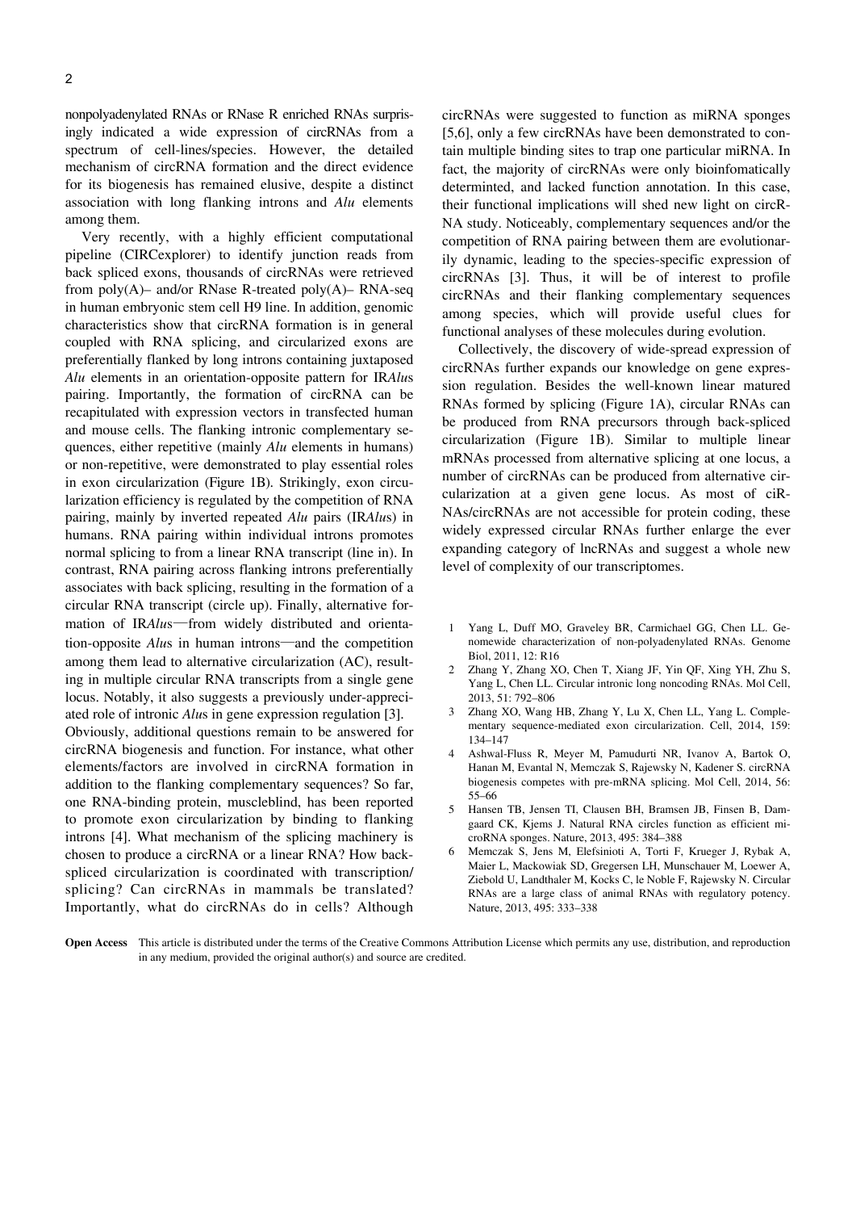nonpolyadenylated RNAs or RNase R enriched RNAs surprisingly indicated a wide expression of circRNAs from a spectrum of cell-lines/species. However, the detailed mechanism of circRNA formation and the direct evidence for its biogenesis has remained elusive, despite a distinct association with long flanking introns and *Alu* elements among them.

Very recently, with a highly efficient computational pipeline (CIRCexplorer) to identify junction reads from back spliced exons, thousands of circRNAs were retrieved from poly(A)– and/or RNase R-treated poly(A)– RNA-seq in human embryonic stem cell H9 line. In addition, genomic characteristics show that circRNA formation is in general coupled with RNA splicing, and circularized exons are preferentially flanked by long introns containing juxtaposed *Alu* elements in an orientation-opposite pattern for IR*Alu*s pairing. Importantly, the formation of circRNA can be recapitulated with expression vectors in transfected human and mouse cells. The flanking intronic complementary sequences, either repetitive (mainly *Alu* elements in humans) or non-repetitive, were demonstrated to play essential roles in exon circularization (Figure 1B). Strikingly, exon circularization efficiency is regulated by the competition of RNA pairing, mainly by inverted repeated *Alu* pairs (IR*Alu*s) in humans. RNA pairing within individual introns promotes normal splicing to from a linear RNA transcript (line in). In contrast, RNA pairing across flanking introns preferentially associates with back splicing, resulting in the formation of a circular RNA transcript (circle up). Finally, alternative formation of IR*Alu*s—from widely distributed and orientation-opposite *Alu*s in human introns—and the competition among them lead to alternative circularization (AC), resulting in multiple circular RNA transcripts from a single gene locus. Notably, it also suggests a previously under-appreciated role of intronic *Alu*s in gene expression regulation [3].

Obviously, additional questions remain to be answered for circRNA biogenesis and function. For instance, what other elements/factors are involved in circRNA formation in addition to the flanking complementary sequences? So far, one RNA-binding protein, muscleblind, has been reported to promote exon circularization by binding to flanking introns [4]. What mechanism of the splicing machinery is chosen to produce a circRNA or a linear RNA? How back-spliced circularization is coordinated with transcription/splicing? Can circRNAs in mammals be translated? Importantly, what do circRNAs do in cells? Although circRNAs were suggested to function as miRNA sponges [5,6], only a few circRNAs have been demonstrated to contain multiple binding sites to trap one particular miRNA. In fact, the majority of circRNAs were only bioinfomatically determinted, and lacked function annotation. In this case, their functional implications will shed new light on circRNA study. Noticeably, complementary sequences and/or the competition of RNA pairing between them are evolutionarily dynamic, leading to the species-specific expression of circRNAs [3]. Thus, it will be of interest to profile circRNAs and their flanking complementary sequences among species, which will provide useful clues for functional analyses of these molecules during evolution.

Collectively, the discovery of wide-spread expression of circRNAs further expands our knowledge on gene expression regulation. Besides the well-known linear matured RNAs formed by splicing (Figure 1A), circular RNAs can be produced from RNA precursors through back-spliced circularization (Figure 1B). Similar to multiple linear mRNAs processed from alternative splicing at one locus, a number of circRNAs can be produced from alternative circularization at a given gene locus. As most of ciRNAs/circRNAs are not accessible for protein coding, these widely expressed circular RNAs further enlarge the ever expanding category of lncRNAs and suggest a whole new level of complexity of our transcriptomes.

1. Yang L, Duff MO, Graveley BR, Carmichael GG, Chen LL. Genomewide characterization of non-polyadenylated RNAs. Genome Biol, 2011, 12: R16
2. Zhang Y, Zhang XO, Chen T, Xiang JF, Yin QF, Xing YH, Zhu S, Yang L, Chen LL. Circular intronic long noncoding RNAs. Mol Cell, 2013, 51: 792–806
3. Zhang XO, Wang HB, Zhang Y, Lu X, Chen LL, Yang L. Complementary sequence-mediated exon circularization. Cell, 2014, 159: 134–147
4. Ashwal-Fluss R, Meyer M, Pamudurti NR, Ivanov A, Bartok O, Hanan M, Evantal N, Memczak S, Rajewsky N, Kadener S. circRNA biogenesis competes with pre-mRNA splicing. Mol Cell, 2014, 56: 55–66
5. Hansen TB, Jensen TI, Clausen BH, Bramsen JB, Finsen B, Damgaard CK, Kjems J. Natural RNA circles function as efficient microRNA sponges. Nature, 2013, 495: 384–388
6. Memczak S, Jens M, Elefsinioti A, Torti F, Krueger J, Rybak A, Maier L, Mackowiak SD, Gregersen LH, Munschauer M, Loewer A, Ziebold U, Landthaler M, Kocks C, le Noble F, Rajewsky N. Circular RNAs are a large class of animal RNAs with regulatory potency. Nature, 2013, 495: 333–338

**Open Access** This article is distributed under the terms of the Creative Commons Attribution License which permits any use, distribution, and reproduction in any medium, provided the original author(s) and source are credited.